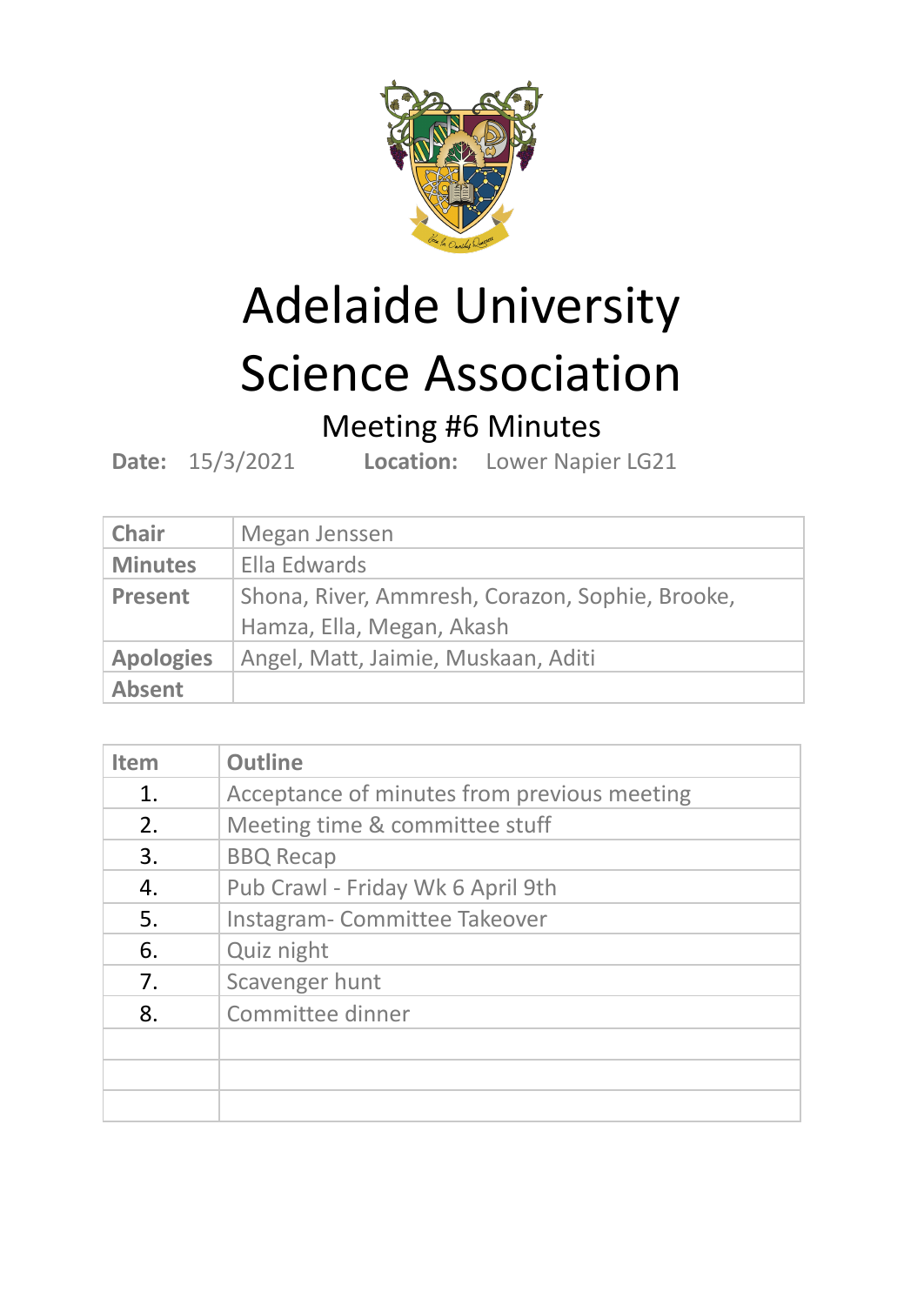# Adelaide University Science Association

## Meeting #6 Minutes

**Date:** 15/3/2021 **Location:** Lower Napier LG21

| | |
|---|---|
| **Chair** | Megan Jenssen |
| **Minutes** | Ella Edwards |
| **Present** | Shona, River, Ammresh, Corazon, Sophie, Brooke, Hamza, Ella, Megan, Akash |
| **Apologies** | Angel, Matt, Jaimie, Muskaan, Aditi |
| **Absent** | |

| Item | Outline |
|---|---|
| 1. | Acceptance of minutes from previous meeting |
| 2. | Meeting time & committee stuff |
| 3. | BBQ Recap |
| 4. | Pub Crawl - Friday Wk 6 April 9th |
| 5. | Instagram- Committee Takeover |
| 6. | Quiz night |
| 7. | Scavenger hunt |
| 8. | Committee dinner |
| | |
| | |
| | |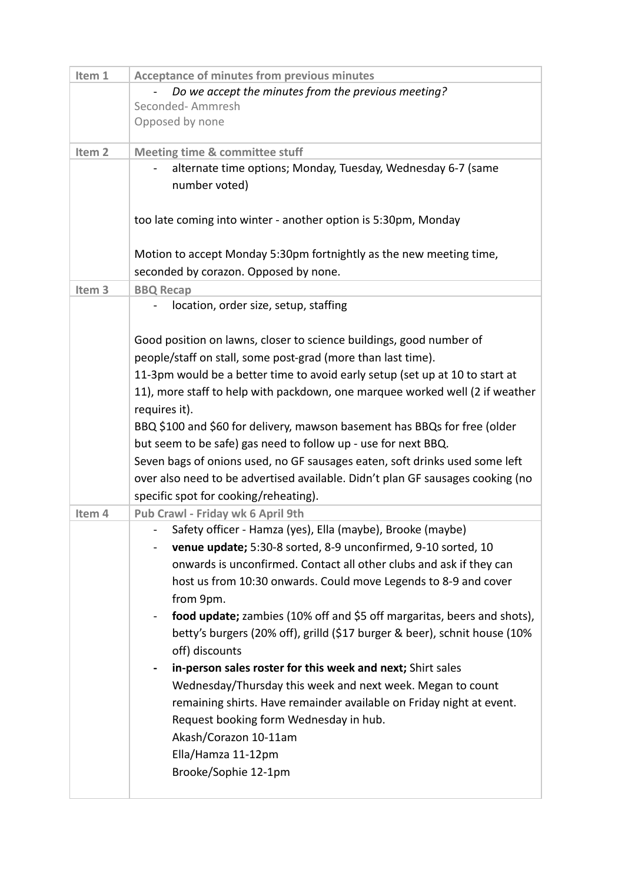| Item 1 | Acceptance of minutes from previous minutes |
|---|---|
| | - *Do we accept the minutes from the previous meeting?*<br>Seconded- Ammresh<br>Opposed by none |
| **Item 2** | **Meeting time & committee stuff** |
| | - alternate time options; Monday, Tuesday, Wednesday 6-7 (same number voted)<br><br>too late coming into winter - another option is 5:30pm, Monday<br><br>Motion to accept Monday 5:30pm fortnightly as the new meeting time, seconded by corazon. Opposed by none. |
| **Item 3** | **BBQ Recap** |
| | - location, order size, setup, staffing<br><br>Good position on lawns, closer to science buildings, good number of people/staff on stall, some post-grad (more than last time).<br>11-3pm would be a better time to avoid early setup (set up at 10 to start at 11), more staff to help with packdown, one marquee worked well (2 if weather requires it).<br>BBQ $100 and $60 for delivery, mawson basement has BBQs for free (older but seem to be safe) gas need to follow up - use for next BBQ.<br>Seven bags of onions used, no GF sausages eaten, soft drinks used some left over also need to be advertised available. Didn't plan GF sausages cooking (no specific spot for cooking/reheating). |
| **Item 4** | **Pub Crawl - Friday wk 6 April 9th** |
| | - Safety officer - Hamza (yes), Ella (maybe), Brooke (maybe)<br>- **venue update;** 5:30-8 sorted, 8-9 unconfirmed, 9-10 sorted, 10 onwards is unconfirmed. Contact all other clubs and ask if they can host us from 10:30 onwards. Could move Legends to 8-9 and cover from 9pm.<br>- **food update;** zambies (10% off and $5 off margaritas, beers and shots), betty's burgers (20% off), grilld ($17 burger & beer), schnit house (10% off) discounts<br>- **in-person sales roster for this week and next;** Shirt sales Wednesday/Thursday this week and next week. Megan to count remaining shirts. Have remainder available on Friday night at event. Request booking form Wednesday in hub.<br>Akash/Corazon 10-11am<br>Ella/Hamza 11-12pm<br>Brooke/Sophie 12-1pm |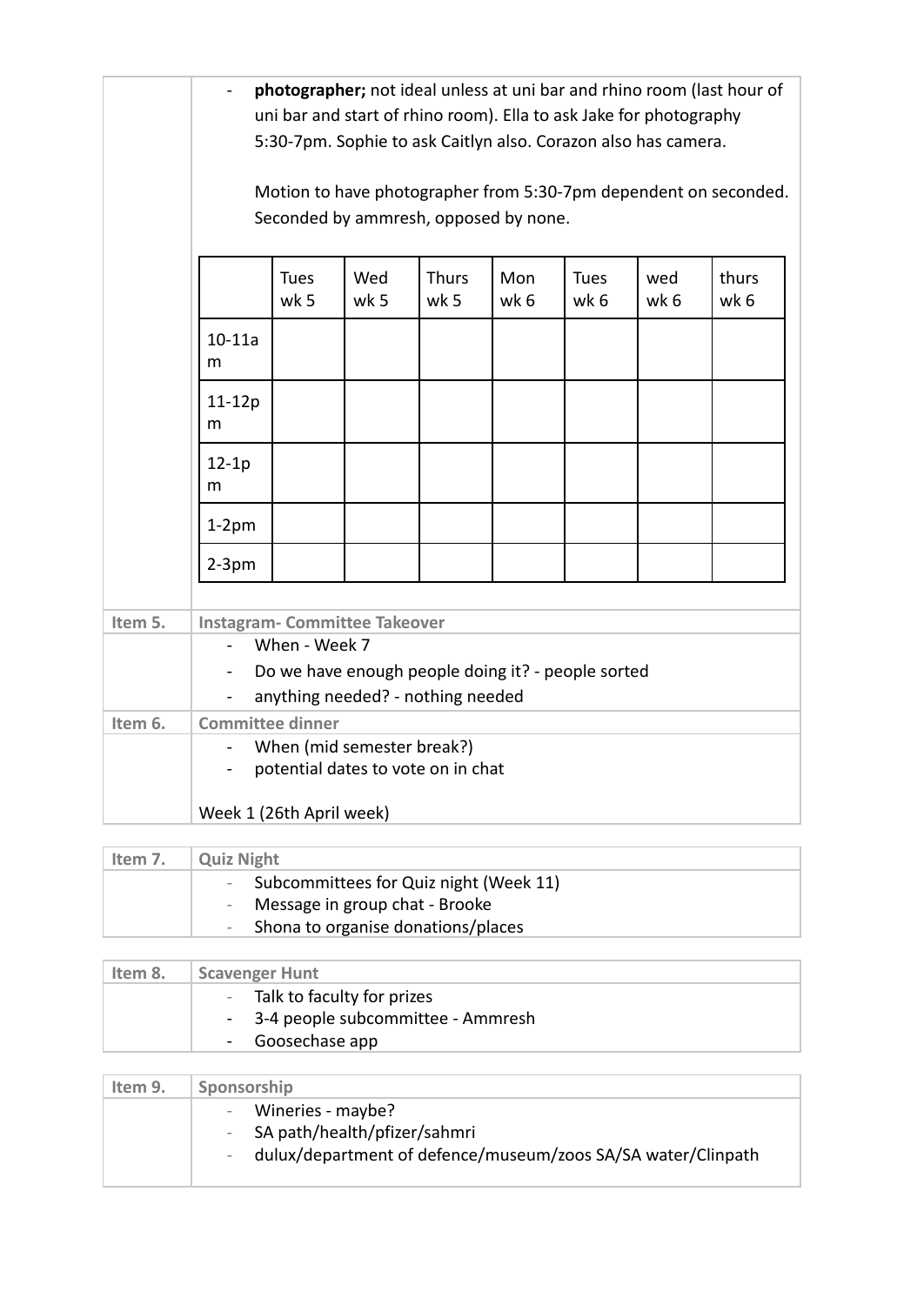- **photographer;** not ideal unless at uni bar and rhino room (last hour of uni bar and start of rhino room). Ella to ask Jake for photography 5:30-7pm. Sophie to ask Caitlyn also. Corazon also has camera.

  Motion to have photographer from 5:30-7pm dependent on seconded. Seconded by ammresh, opposed by none.

| | Tues wk 5 | Wed wk 5 | Thurs wk 5 | Mon wk 6 | Tues wk 6 | wed wk 6 | thurs wk 6 |
|---|---|---|---|---|---|---|---|
| 10-11am | | | | | | | |
| 11-12pm | | | | | | | |
| 12-1pm | | | | | | | |
| 1-2pm | | | | | | | |
| 2-3pm | | | | | | | |

**Item 5. Instagram- Committee Takeover**

- When - Week 7
- Do we have enough people doing it? - people sorted
- anything needed? - nothing needed

**Item 6. Committee dinner**

- When (mid semester break?)
- potential dates to vote on in chat

Week 1 (26th April week)

**Item 7. Quiz Night**

- Subcommittees for Quiz night (Week 11)
- Message in group chat - Brooke
- Shona to organise donations/places

**Item 8. Scavenger Hunt**

- Talk to faculty for prizes
- 3-4 people subcommittee - Ammresh
- Goosechase app

**Item 9. Sponsorship**

- Wineries - maybe?
- SA path/health/pfizer/sahmri
- dulux/department of defence/museum/zoos SA/SA water/Clinpath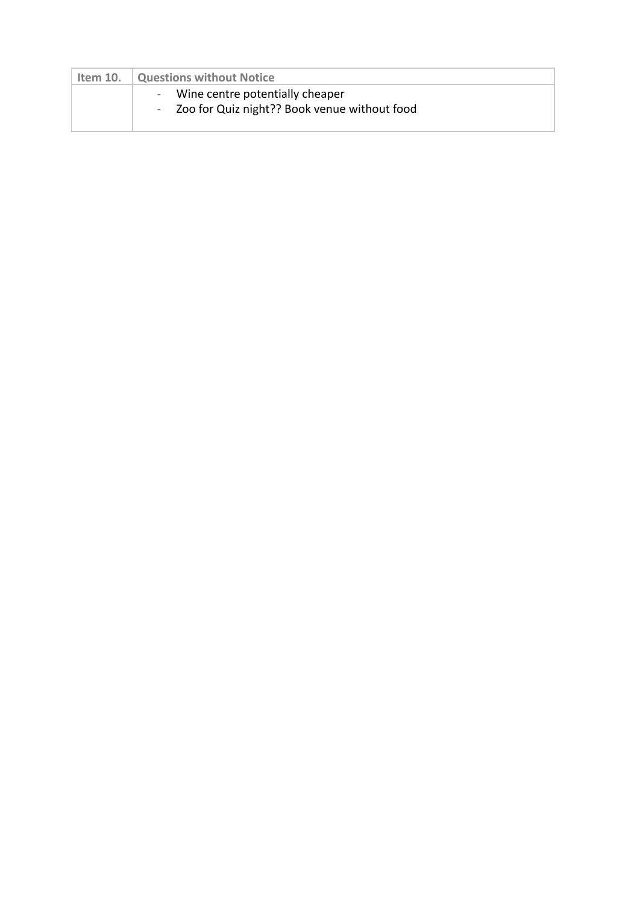| Item 10. | Questions without Notice |
| --- | --- |
| | - Wine centre potentially cheaper<br>- Zoo for Quiz night?? Book venue without food |